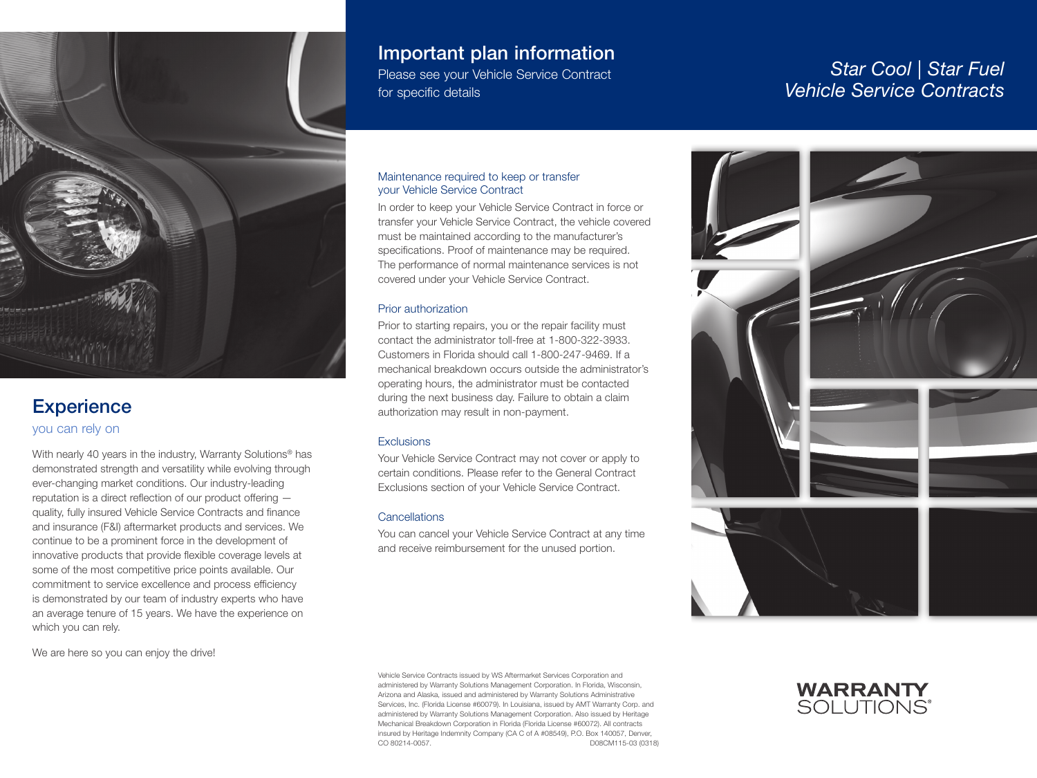# Star Cool | Star Fuel Vehicle Service Contracts

## Important plan information

Please see your Vehicle Service Contract for specific details

### Maintenance required to keep or transfer your Vehicle Service Contract

In order to keep your Vehicle Service Contract in force or transfer your Vehicle Service Contract, the vehicle covered must be maintained according to the manufacturer's specifications. Proof of maintenance may be required. The performance of normal maintenance services is not covered under your Vehicle Service Contract.

### Prior authorization

Prior to starting repairs, you or the repair facility must contact the administrator toll-free at 1-800-322-3933. Customers in Florida should call 1-800-247-9469. If a mechanical breakdown occurs outside the administrator's operating hours, the administrator must be contacted during the next business day. Failure to obtain a claim authorization may result in non-payment.

### Exclusions

Your Vehicle Service Contract may not cover or apply to certain conditions. Please refer to the General Contract Exclusions section of your Vehicle Service Contract.

### Cancellations

You can cancel your Vehicle Service Contract at any time and receive reimbursement for the unused portion.

## Experience

you can rely on

With nearly 40 years in the industry, Warranty Solutions® has demonstrated strength and versatility while evolving through ever-changing market conditions. Our industry-leading reputation is a direct reflection of our product offering — quality, fully insured Vehicle Service Contracts and finance and insurance (F&I) aftermarket products and services. We continue to be a prominent force in the development of innovative products that provide flexible coverage levels at some of the most competitive price points available. Our commitment to service excellence and process efficiency is demonstrated by our team of industry experts who have an average tenure of 15 years. We have the experience on which you can rely.

We are here so you can enjoy the drive!

Vehicle Service Contracts issued by WS Aftermarket Services Corporation and administered by Warranty Solutions Management Corporation. In Florida, Wisconsin, Arizona and Alaska, issued and administered by Warranty Solutions Administrative Services, Inc. (Florida License #60079). In Louisiana, issued by AMT Warranty Corp. and administered by Warranty Solutions Management Corporation. Also issued by Heritage Mechanical Breakdown Corporation in Florida (Florida License #60072). All contracts insured by Heritage Indemnity Company (CA C of A #08549), P.O. Box 140057, Denver, CO 80214-0057. D08CM115-03 (0318)

**WARRANTY SOLUTIONS®**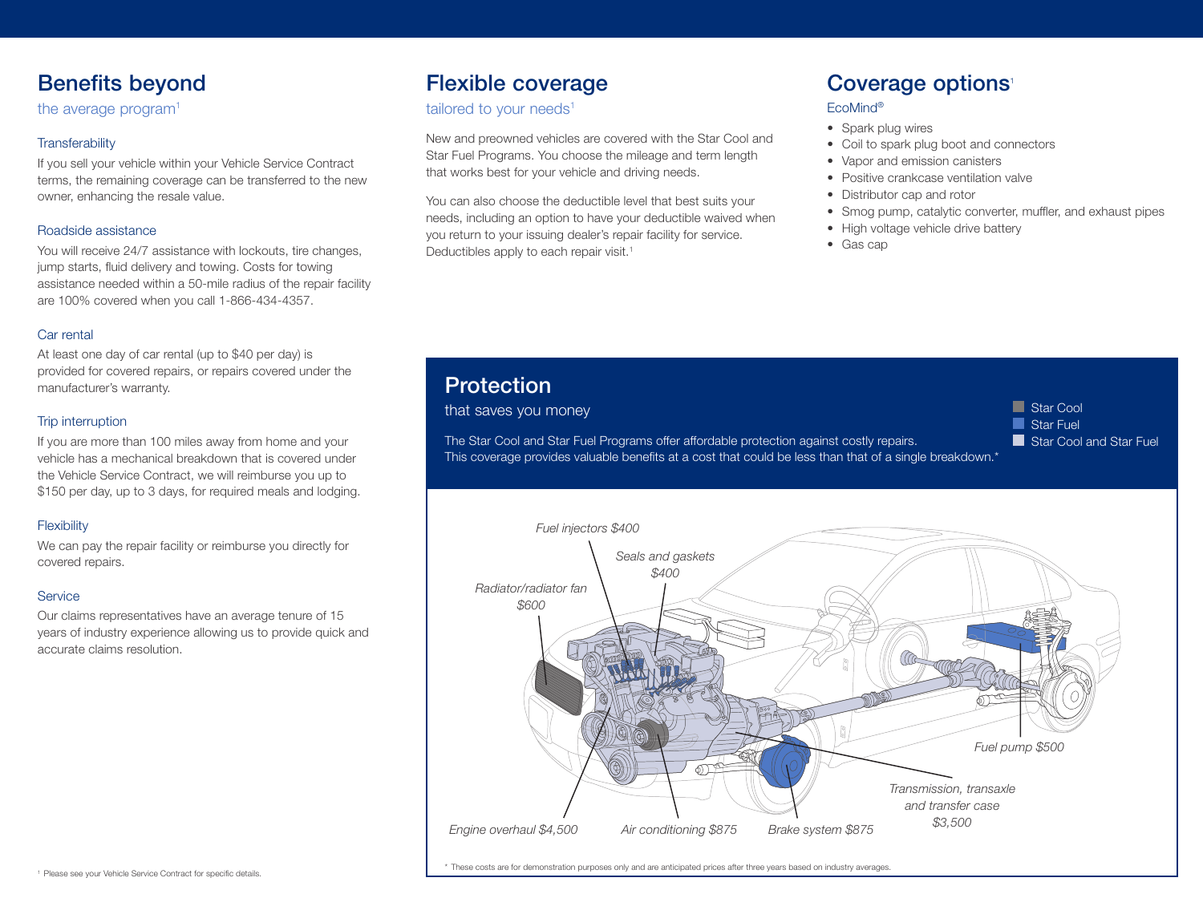## Benefits beyond

the average program[1]

### Transferability

If you sell your vehicle within your Vehicle Service Contract terms, the remaining coverage can be transferred to the new owner, enhancing the resale value.

### Roadside assistance

You will receive 24/7 assistance with lockouts, tire changes, jump starts, fluid delivery and towing. Costs for towing assistance needed within a 50-mile radius of the repair facility are 100% covered when you call 1-866-434-4357.

### Car rental

At least one day of car rental (up to $40 per day) is provided for covered repairs, or repairs covered under the manufacturer's warranty.

### Trip interruption

If you are more than 100 miles away from home and your vehicle has a mechanical breakdown that is covered under the Vehicle Service Contract, we will reimburse you up to $150 per day, up to 3 days, for required meals and lodging.

### Flexibility

We can pay the repair facility or reimburse you directly for covered repairs.

### Service

Our claims representatives have an average tenure of 15 years of industry experience allowing us to provide quick and accurate claims resolution.

[1] Please see your Vehicle Service Contract for specific details.

## Flexible coverage

tailored to your needs[1]

New and preowned vehicles are covered with the Star Cool and Star Fuel Programs. You choose the mileage and term length that works best for your vehicle and driving needs.

You can also choose the deductible level that best suits your needs, including an option to have your deductible waived when you return to your issuing dealer's repair facility for service. Deductibles apply to each repair visit.[1]

## Coverage options[1]

### EcoMind®

- Spark plug wires
- Coil to spark plug boot and connectors
- Vapor and emission canisters
- Positive crankcase ventilation valve
- Distributor cap and rotor
- Smog pump, catalytic converter, muffler, and exhaust pipes
- High voltage vehicle drive battery
- Gas cap

## Protection

that saves you money

The Star Cool and Star Fuel Programs offer affordable protection against costly repairs. This coverage provides valuable benefits at a cost that could be less than that of a single breakdown.*

Star Cool
Star Fuel
Star Cool and Star Fuel

*Fuel injectors $400*
*Seals and gaskets $400*
*Radiator/radiator fan $600*
*Fuel pump $500*
*Transmission, transaxle and transfer case $3,500*
*Engine overhaul $4,500*
*Air conditioning $875*
*Brake system $875*

\* These costs are for demonstration purposes only and are anticipated prices after three years based on industry averages.